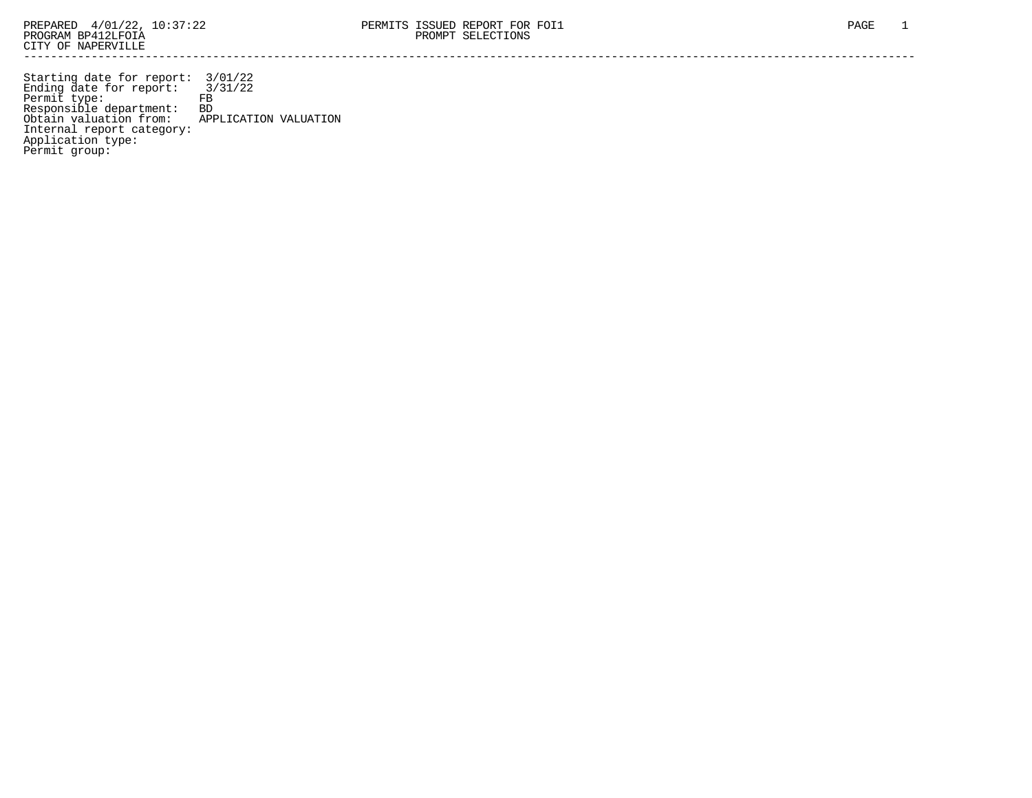PREPARED 4/01/22, 10:37:22
PROGRAM BP412LFOIA
CITY OF NAPERVILLE

PERMITS ISSUED REPORT FOR FOI1
PROMPT SELECTIONS

---

Starting date for report: 3/01/22
Ending date for report: 3/31/22
Permit type: FB
Responsible department: BD
Obtain valuation from: APPLICATION VALUATION
Internal report category:
Application type:
Permit group: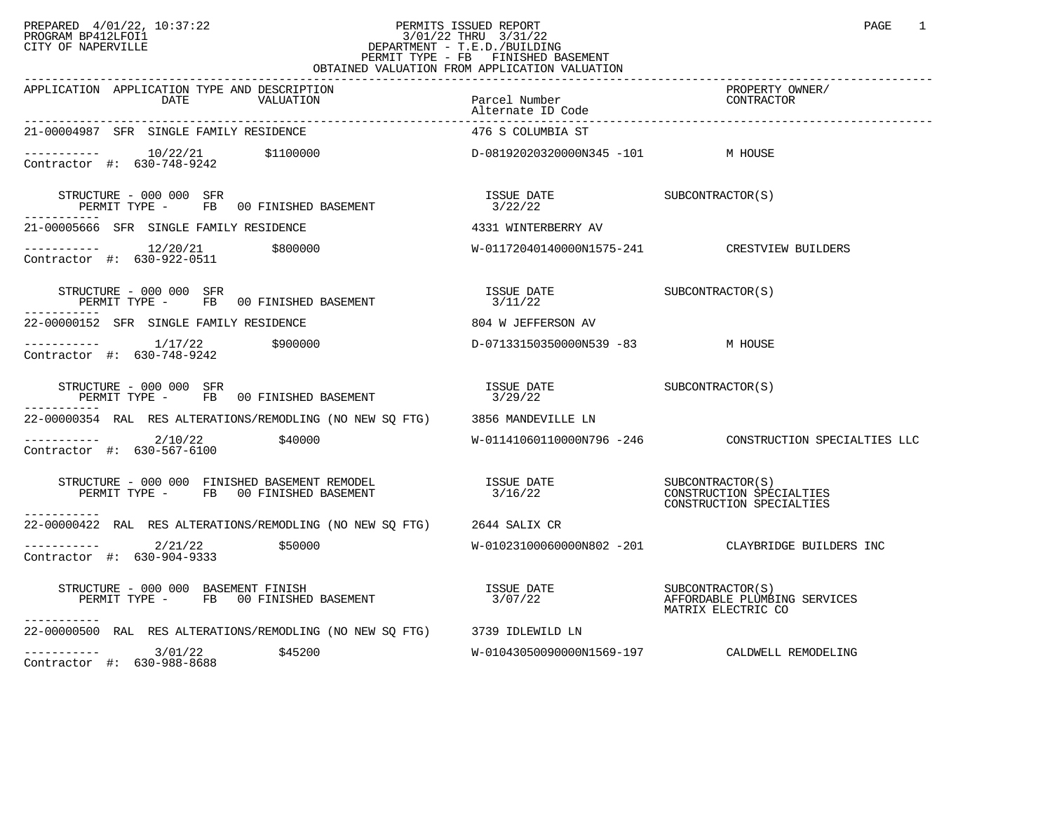PREPARED 4/01/22, 10:37:22
PROGRAM BP412LFOI1
CITY OF NAPERVILLE

PERMITS ISSUED REPORT
3/01/22 THRU 3/31/22
DEPARTMENT - T.E.D./BUILDING
PERMIT TYPE - FB FINISHED BASEMENT
OBTAINED VALUATION FROM APPLICATION VALUATION

| APPLICATION | APPLICATION TYPE AND DESCRIPTION / DATE / VALUATION | Parcel Number / Alternate ID Code | PROPERTY OWNER/ CONTRACTOR |
|---|---|---|---|
| 21-00004987 | SFR SINGLE FAMILY RESIDENCE | 476 S COLUMBIA ST | |
| ----------- | 10/22/21 $1100000 | D-08192020320000N345 -101 | M HOUSE |
| Contractor #: 630-748-9242 | | | |
| | STRUCTURE - 000 000 SFR / PERMIT TYPE - FB 00 FINISHED BASEMENT | ISSUE DATE 3/22/22 | SUBCONTRACTOR(S) |
| 21-00005666 | SFR SINGLE FAMILY RESIDENCE | 4331 WINTERBERRY AV | |
| ----------- | 12/20/21 $800000 | W-01172040140000N1575-241 | CRESTVIEW BUILDERS |
| Contractor #: 630-922-0511 | | | |
| | STRUCTURE - 000 000 SFR / PERMIT TYPE - FB 00 FINISHED BASEMENT | ISSUE DATE 3/11/22 | SUBCONTRACTOR(S) |
| 22-00000152 | SFR SINGLE FAMILY RESIDENCE | 804 W JEFFERSON AV | |
| ----------- | 1/17/22 $900000 | D-07133150350000N539 -83 | M HOUSE |
| Contractor #: 630-748-9242 | | | |
| | STRUCTURE - 000 000 SFR / PERMIT TYPE - FB 00 FINISHED BASEMENT | ISSUE DATE 3/29/22 | SUBCONTRACTOR(S) |
| 22-00000354 | RAL RES ALTERATIONS/REMODLING (NO NEW SQ FTG) | 3856 MANDEVILLE LN | |
| ----------- | 2/10/22 $40000 | W-01141060110000N796 -246 | CONSTRUCTION SPECIALTIES LLC |
| Contractor #: 630-567-6100 | | | |
| | STRUCTURE - 000 000 FINISHED BASEMENT REMODEL / PERMIT TYPE - FB 00 FINISHED BASEMENT | ISSUE DATE 3/16/22 | SUBCONTRACTOR(S) CONSTRUCTION SPECIALTIES CONSTRUCTION SPECIALTIES |
| 22-00000422 | RAL RES ALTERATIONS/REMODLING (NO NEW SQ FTG) | 2644 SALIX CR | |
| ----------- | 2/21/22 $50000 | W-01023100060000N802 -201 | CLAYBRIDGE BUILDERS INC |
| Contractor #: 630-904-9333 | | | |
| | STRUCTURE - 000 000 BASEMENT FINISH / PERMIT TYPE - FB 00 FINISHED BASEMENT | ISSUE DATE 3/07/22 | SUBCONTRACTOR(S) AFFORDABLE PLUMBING SERVICES MATRIX ELECTRIC CO |
| 22-00000500 | RAL RES ALTERATIONS/REMODLING (NO NEW SQ FTG) | 3739 IDLEWILD LN | |
| ----------- | 3/01/22 $45200 | W-01043050090000N1569-197 | CALDWELL REMODELING |
| Contractor #: 630-988-8688 | | | |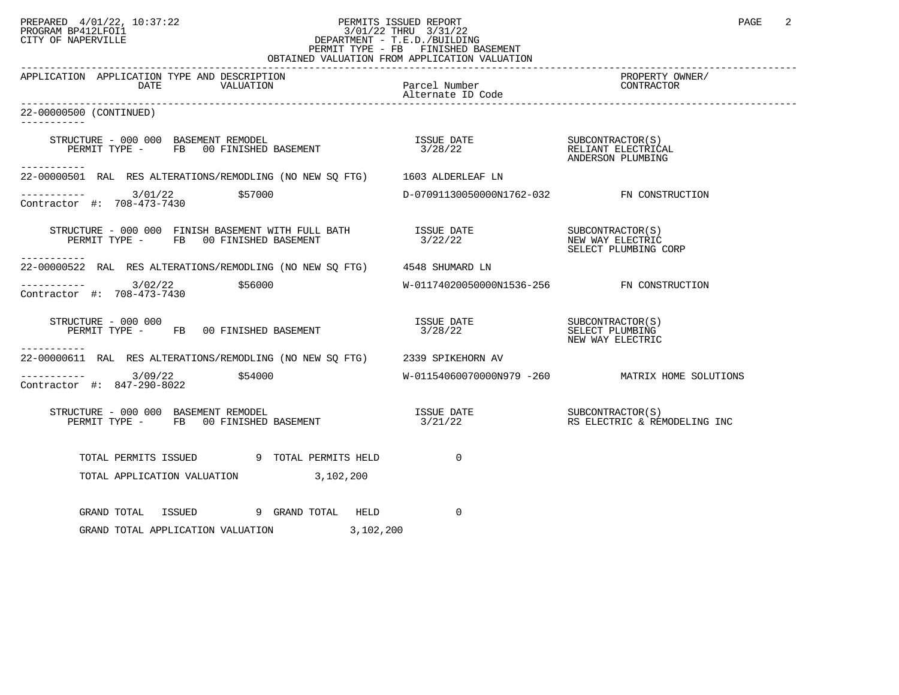PREPARED 4/01/22, 10:37:22
PROGRAM BP412LFOI1
CITY OF NAPERVILLE

PERMITS ISSUED REPORT
3/01/22 THRU 3/31/22
DEPARTMENT - T.E.D./BUILDING
PERMIT TYPE - FB FINISHED BASEMENT
OBTAINED VALUATION FROM APPLICATION VALUATION

| APPLICATION | APPLICATION TYPE AND DESCRIPTION / DATE / VALUATION | Parcel Number / Alternate ID Code | PROPERTY OWNER/ CONTRACTOR |
|---|---|---|---|

22-00000500 (CONTINUED)

STRUCTURE - 000 000 BASEMENT REMODEL
PERMIT TYPE - FB 00 FINISHED BASEMENT
ISSUE DATE 3/28/22
SUBCONTRACTOR(S): RELIANT ELECTRICAL, ANDERSON PLUMBING

22-00000501 RAL RES ALTERATIONS/REMODLING (NO NEW SQ FTG) 1603 ALDERLEAF LN
3/01/22 $57000 D-07091130050000N1762-032 FN CONSTRUCTION
Contractor #: 708-473-7430

STRUCTURE - 000 000 FINISH BASEMENT WITH FULL BATH
PERMIT TYPE - FB 00 FINISHED BASEMENT
ISSUE DATE 3/22/22
SUBCONTRACTOR(S): NEW WAY ELECTRIC, SELECT PLUMBING CORP

22-00000522 RAL RES ALTERATIONS/REMODLING (NO NEW SQ FTG) 4548 SHUMARD LN
3/02/22 $56000 W-01174020050000N1536-256 FN CONSTRUCTION
Contractor #: 708-473-7430

STRUCTURE - 000 000
PERMIT TYPE - FB 00 FINISHED BASEMENT
ISSUE DATE 3/28/22
SUBCONTRACTOR(S): SELECT PLUMBING, NEW WAY ELECTRIC

22-00000611 RAL RES ALTERATIONS/REMODLING (NO NEW SQ FTG) 2339 SPIKEHORN AV
3/09/22 $54000 W-01154060070000N979 -260 MATRIX HOME SOLUTIONS
Contractor #: 847-290-8022

STRUCTURE - 000 000 BASEMENT REMODEL
PERMIT TYPE - FB 00 FINISHED BASEMENT
ISSUE DATE 3/21/22
SUBCONTRACTOR(S): RS ELECTRIC & REMODELING INC

TOTAL PERMITS ISSUED 9 TOTAL PERMITS HELD 0

TOTAL APPLICATION VALUATION 3,102,200

GRAND TOTAL ISSUED 9 GRAND TOTAL HELD 0

GRAND TOTAL APPLICATION VALUATION 3,102,200